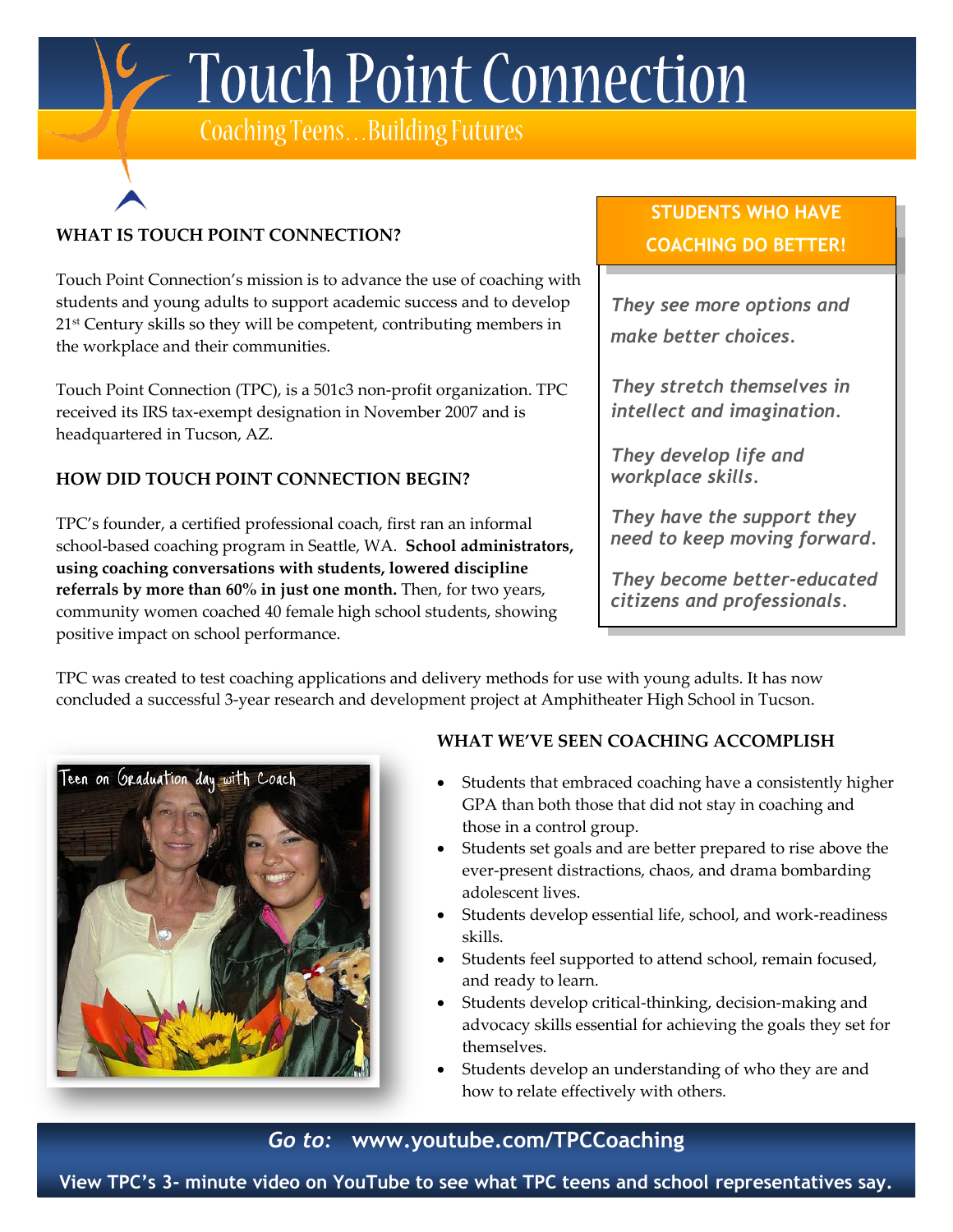# Touch Point Connection

Coaching Teens…Building Futures

## WHAT IS TOUCH POINT CONNECTION?

Touch Point Connection's mission is to advance the use of coaching with students and young adults to support academic success and to develop 21st Century skills so they will be competent, contributing members in the workplace and their communities.

Touch Point Connection (TPC), is a 501c3 non-profit organization. TPC received its IRS tax-exempt designation in November 2007 and is headquartered in Tucson, AZ.

## HOW DID TOUCH POINT CONNECTION BEGIN?

TPC's founder, a certified professional coach, first ran an informal school-based coaching program in Seattle, WA. **School administrators, using coaching conversations with students, lowered discipline referrals by more than 60% in just one month.** Then, for two years, community women coached 40 female high school students, showing positive impact on school performance.

**STUDENTS WHO HAVE COACHING DO BETTER!**

*They see more options and make better choices.*

*They stretch themselves in intellect and imagination.*

*They develop life and workplace skills.*

*They have the support they need to keep moving forward.*

*They become better-educated citizens and professionals.*

TPC was created to test coaching applications and delivery methods for use with young adults. It has now concluded a successful 3-year research and development project at Amphitheater High School in Tucson.

Teen on Graduation day with Coach

## WHAT WE'VE SEEN COACHING ACCOMPLISH

- Students that embraced coaching have a consistently higher GPA than both those that did not stay in coaching and those in a control group.
- Students set goals and are better prepared to rise above the ever-present distractions, chaos, and drama bombarding adolescent lives.
- Students develop essential life, school, and work-readiness skills.
- Students feel supported to attend school, remain focused, and ready to learn.
- Students develop critical-thinking, decision-making and advocacy skills essential for achieving the goals they set for themselves.
- Students develop an understanding of who they are and how to relate effectively with others.

*Go to:* **www.youtube.com/TPCCoaching**

**View TPC's 3- minute video on YouTube to see what TPC teens and school representatives say.**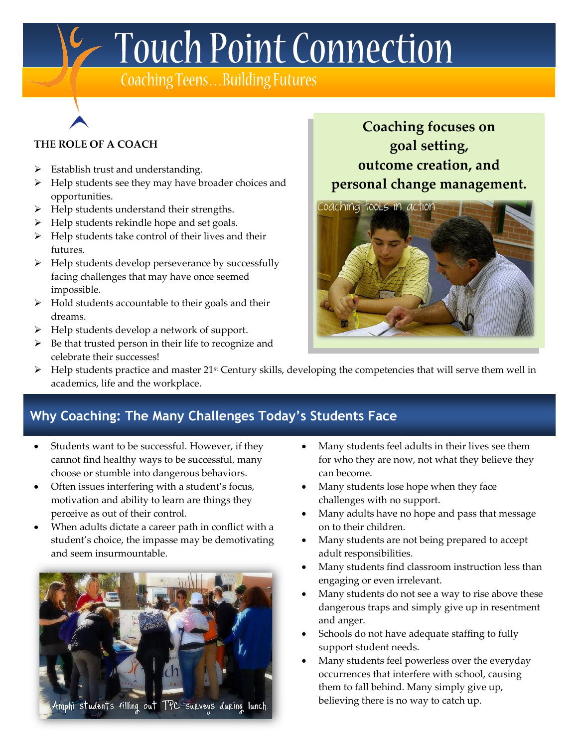# Touch Point Connection

Coaching Teens…Building Futures

**THE ROLE OF A COACH**

- Establish trust and understanding.
- Help students see they may have broader choices and opportunities.
- Help students understand their strengths.
- Help students rekindle hope and set goals.
- Help students take control of their lives and their futures.
- Help students develop perseverance by successfully facing challenges that may have once seemed impossible.
- Hold students accountable to their goals and their dreams.
- Help students develop a network of support.
- Be that trusted person in their life to recognize and celebrate their successes!
- Help students practice and master 21st Century skills, developing the competencies that will serve them well in academics, life and the workplace.

**Coaching focuses on goal setting, outcome creation, and personal change management.**

Coaching tools in action

## Why Coaching: The Many Challenges Today's Students Face

- Students want to be successful. However, if they cannot find healthy ways to be successful, many choose or stumble into dangerous behaviors.
- Often issues interfering with a student's focus, motivation and ability to learn are things they perceive as out of their control.
- When adults dictate a career path in conflict with a student's choice, the impasse may be demotivating and seem insurmountable.

Amphi students filling out TPC surveys during lunch.

- Many students feel adults in their lives see them for who they are now, not what they believe they can become.
- Many students lose hope when they face challenges with no support.
- Many adults have no hope and pass that message on to their children.
- Many students are not being prepared to accept adult responsibilities.
- Many students find classroom instruction less than engaging or even irrelevant.
- Many students do not see a way to rise above these dangerous traps and simply give up in resentment and anger.
- Schools do not have adequate staffing to fully support student needs.
- Many students feel powerless over the everyday occurrences that interfere with school, causing them to fall behind. Many simply give up, believing there is no way to catch up.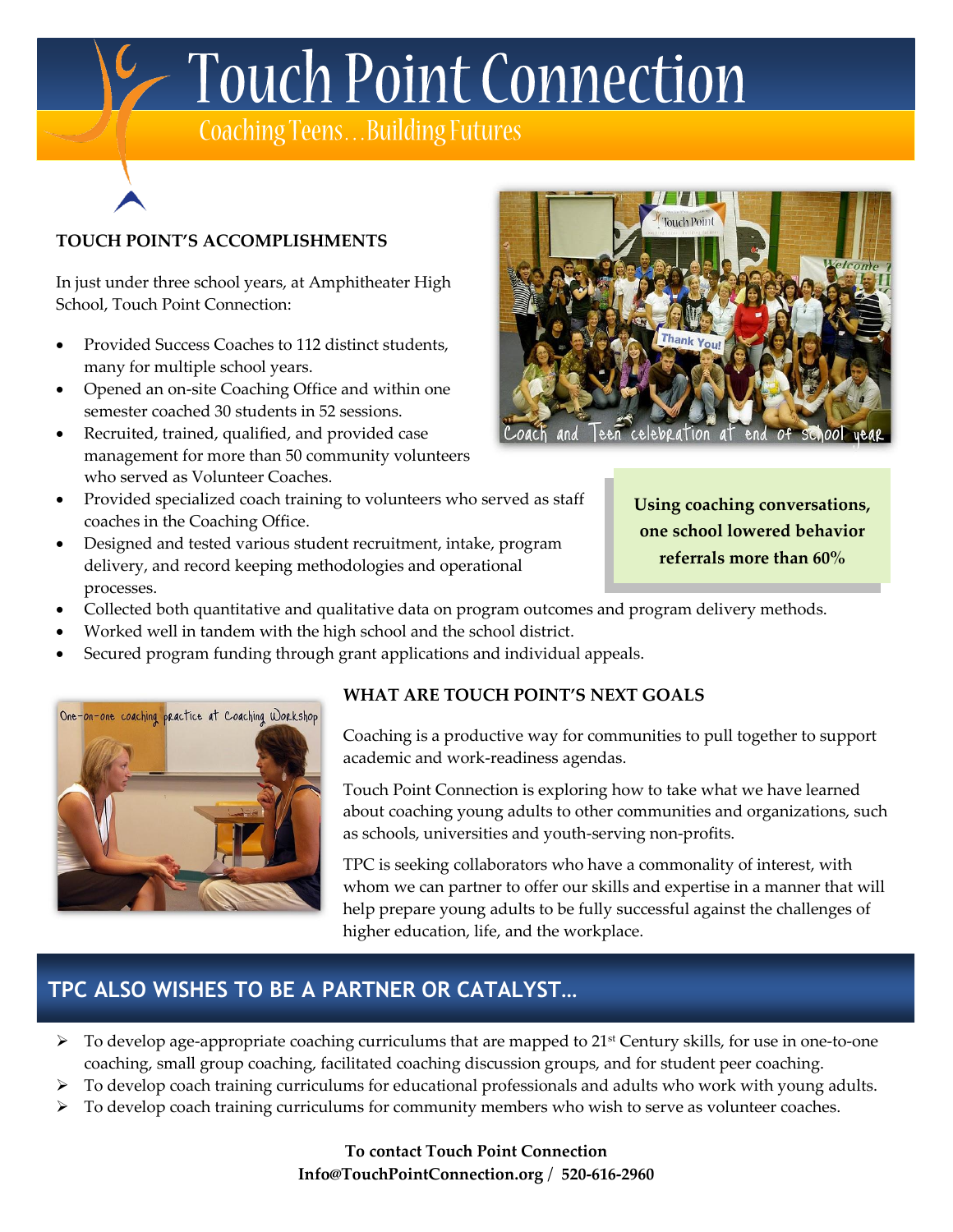# Touch Point Connection

Coaching Teens…Building Futures

### TOUCH POINT'S ACCOMPLISHMENTS

In just under three school years, at Amphitheater High School, Touch Point Connection:

- Provided Success Coaches to 112 distinct students, many for multiple school years.
- Opened an on-site Coaching Office and within one semester coached 30 students in 52 sessions.
- Recruited, trained, qualified, and provided case management for more than 50 community volunteers who served as Volunteer Coaches.
- Provided specialized coach training to volunteers who served as staff coaches in the Coaching Office.
- Designed and tested various student recruitment, intake, program delivery, and record keeping methodologies and operational processes.
- Collected both quantitative and qualitative data on program outcomes and program delivery methods.
- Worked well in tandem with the high school and the school district.
- Secured program funding through grant applications and individual appeals.

Coach and Teen celebration at end of school year

**Using coaching conversations, one school lowered behavior referrals more than 60%**

One-on-one coaching practice at Coaching Workshop

### WHAT ARE TOUCH POINT'S NEXT GOALS

Coaching is a productive way for communities to pull together to support academic and work-readiness agendas.

Touch Point Connection is exploring how to take what we have learned about coaching young adults to other communities and organizations, such as schools, universities and youth-serving non-profits.

TPC is seeking collaborators who have a commonality of interest, with whom we can partner to offer our skills and expertise in a manner that will help prepare young adults to be fully successful against the challenges of higher education, life, and the workplace.

## TPC ALSO WISHES TO BE A PARTNER OR CATALYST…

- To develop age-appropriate coaching curriculums that are mapped to 21st Century skills, for use in one-to-one coaching, small group coaching, facilitated coaching discussion groups, and for student peer coaching.
- To develop coach training curriculums for educational professionals and adults who work with young adults.
- To develop coach training curriculums for community members who wish to serve as volunteer coaches.

**To contact Touch Point Connection**
**Info@TouchPointConnection.org / 520-616-2960**